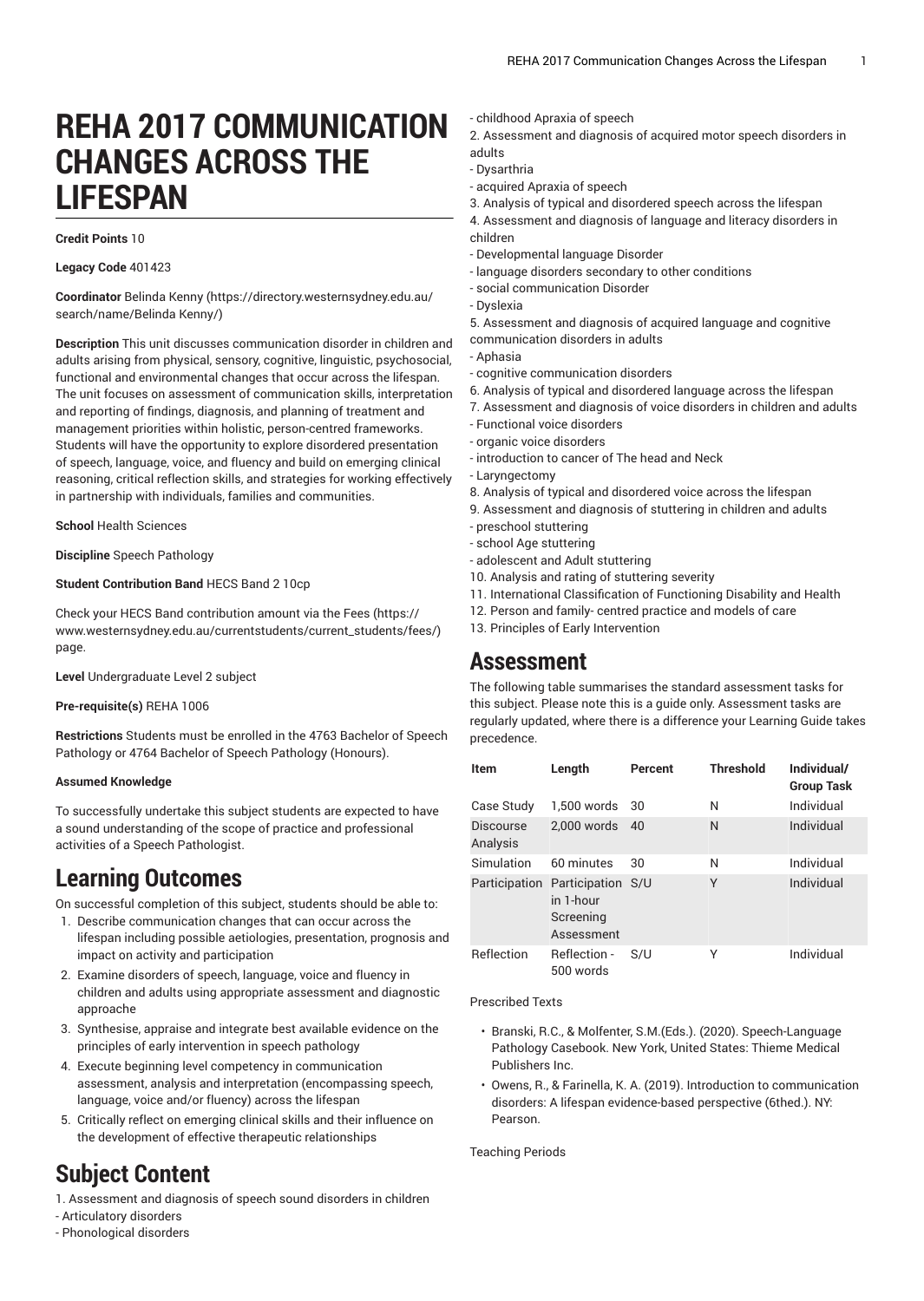# REHA 2017 COMMUNICATION CHANGES ACROSS THE LIFESPAN

**Credit Points** 10

**Legacy Code** 401423

**Coordinator** Belinda Kenny (https://directory.westernsydney.edu.au/search/name/Belinda Kenny/)

**Description** This unit discusses communication disorder in children and adults arising from physical, sensory, cognitive, linguistic, psychosocial, functional and environmental changes that occur across the lifespan. The unit focuses on assessment of communication skills, interpretation and reporting of findings, diagnosis, and planning of treatment and management priorities within holistic, person-centred frameworks. Students will have the opportunity to explore disordered presentation of speech, language, voice, and fluency and build on emerging clinical reasoning, critical reflection skills, and strategies for working effectively in partnership with individuals, families and communities.

**School** Health Sciences

**Discipline** Speech Pathology

**Student Contribution Band** HECS Band 2 10cp

Check your HECS Band contribution amount via the Fees (https://www.westernsydney.edu.au/currentstudents/current_students/fees/) page.

**Level** Undergraduate Level 2 subject

**Pre-requisite(s)** REHA 1006

**Restrictions** Students must be enrolled in the 4763 Bachelor of Speech Pathology or 4764 Bachelor of Speech Pathology (Honours).

**Assumed Knowledge**

To successfully undertake this subject students are expected to have a sound understanding of the scope of practice and professional activities of a Speech Pathologist.

## Learning Outcomes

On successful completion of this subject, students should be able to:

1. Describe communication changes that can occur across the lifespan including possible aetiologies, presentation, prognosis and impact on activity and participation
2. Examine disorders of speech, language, voice and fluency in children and adults using appropriate assessment and diagnostic approache
3. Synthesise, appraise and integrate best available evidence on the principles of early intervention in speech pathology
4. Execute beginning level competency in communication assessment, analysis and interpretation (encompassing speech, language, voice and/or fluency) across the lifespan
5. Critically reflect on emerging clinical skills and their influence on the development of effective therapeutic relationships

## Subject Content

1. Assessment and diagnosis of speech sound disorders in children
- Articulatory disorders
- Phonological disorders
- childhood Apraxia of speech
2. Assessment and diagnosis of acquired motor speech disorders in adults
- Dysarthria
- acquired Apraxia of speech
3. Analysis of typical and disordered speech across the lifespan
4. Assessment and diagnosis of language and literacy disorders in children
- Developmental language Disorder
- language disorders secondary to other conditions
- social communication Disorder
- Dyslexia
5. Assessment and diagnosis of acquired language and cognitive communication disorders in adults
- Aphasia
- cognitive communication disorders
6. Analysis of typical and disordered language across the lifespan
7. Assessment and diagnosis of voice disorders in children and adults
- Functional voice disorders
- organic voice disorders
- introduction to cancer of The head and Neck
- Laryngectomy
8. Analysis of typical and disordered voice across the lifespan
9. Assessment and diagnosis of stuttering in children and adults
- preschool stuttering
- school Age stuttering
- adolescent and Adult stuttering
10. Analysis and rating of stuttering severity
11. International Classification of Functioning Disability and Health
12. Person and family- centred practice and models of care
13. Principles of Early Intervention

## Assessment

The following table summarises the standard assessment tasks for this subject. Please note this is a guide only. Assessment tasks are regularly updated, where there is a difference your Learning Guide takes precedence.

| Item | Length | Percent | Threshold | Individual/ Group Task |
|---|---|---|---|---|
| Case Study | 1,500 words | 30 | N | Individual |
| Discourse Analysis | 2,000 words | 40 | N | Individual |
| Simulation | 60 minutes | 30 | N | Individual |
| Participation | Participation in 1-hour Screening Assessment | S/U | Y | Individual |
| Reflection | Reflection - 500 words | S/U | Y | Individual |

Prescribed Texts

- Branski, R.C., & Molfenter, S.M.(Eds.). (2020). Speech-Language Pathology Casebook. New York, United States: Thieme Medical Publishers Inc.
- Owens, R., & Farinella, K. A. (2019). Introduction to communication disorders: A lifespan evidence-based perspective (6thed.). NY: Pearson.

Teaching Periods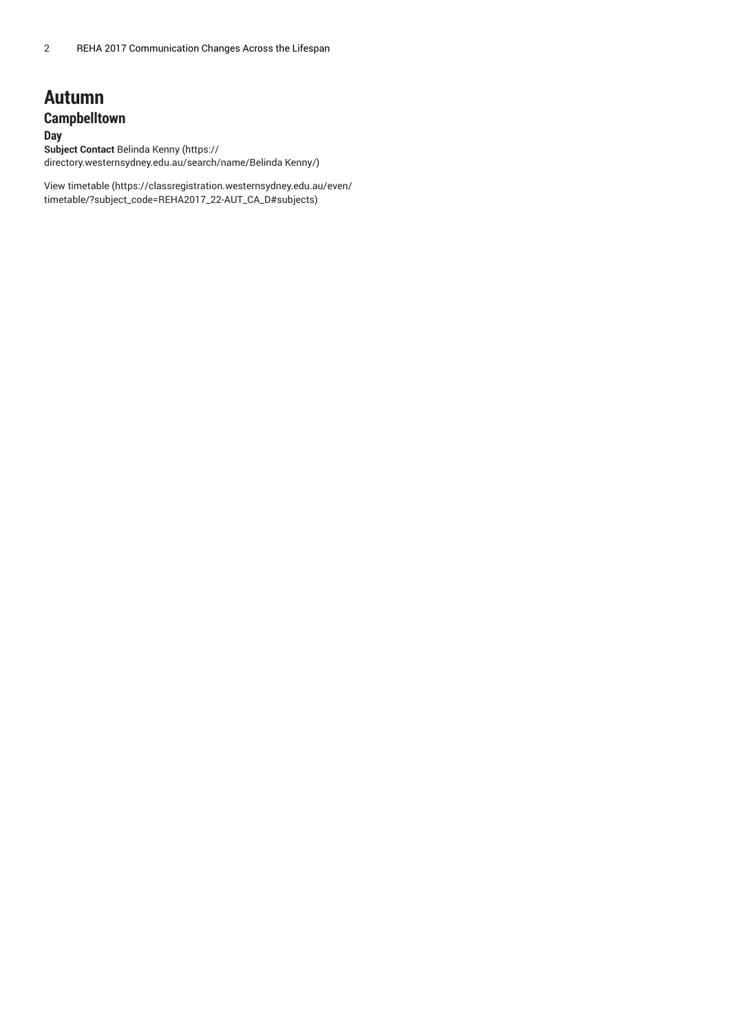# Autumn

## Campbelltown

### Day

**Subject Contact** Belinda Kenny (https://directory.westernsydney.edu.au/search/name/Belinda Kenny/)

View timetable (https://classregistration.westernsydney.edu.au/even/timetable/?subject_code=REHA2017_22-AUT_CA_D#subjects)